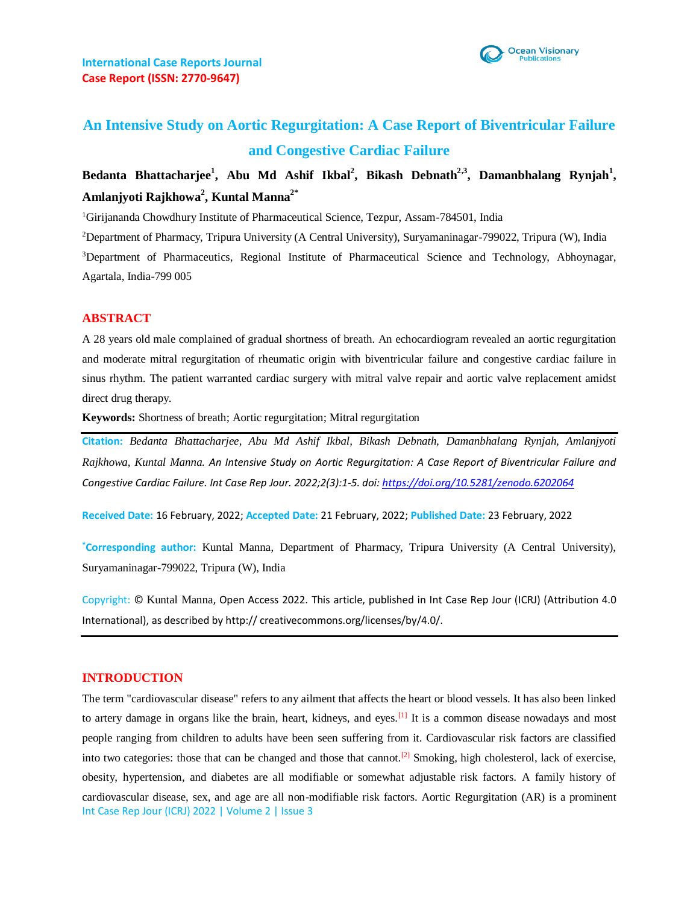International Case Reports Journal
Case Report (ISSN: 2770-9647)

# An Intensive Study on Aortic Regurgitation: A Case Report of Biventricular Failure and Congestive Cardiac Failure

**Bedanta Bhattacharjee[1], Abu Md Ashif Ikbal[2], Bikash Debnath[2,3], Damanbhalang Rynjah[1], Amlanjyoti Rajkhowa[2], Kuntal Manna[2*]**

[1]Girijananda Chowdhury Institute of Pharmaceutical Science, Tezpur, Assam-784501, India

[2]Department of Pharmacy, Tripura University (A Central University), Suryamaninagar-799022, Tripura (W), India

[3]Department of Pharmaceutics, Regional Institute of Pharmaceutical Science and Technology, Abhoynagar, Agartala, India-799 005

## ABSTRACT

A 28 years old male complained of gradual shortness of breath. An echocardiogram revealed an aortic regurgitation and moderate mitral regurgitation of rheumatic origin with biventricular failure and congestive cardiac failure in sinus rhythm. The patient warranted cardiac surgery with mitral valve repair and aortic valve replacement amidst direct drug therapy.

**Keywords:** Shortness of breath; Aortic regurgitation; Mitral regurgitation

**Citation:** *Bedanta Bhattacharjee, Abu Md Ashif Ikbal, Bikash Debnath, Damanbhalang Rynjah, Amlanjyoti Rajkhowa, Kuntal Manna. An Intensive Study on Aortic Regurgitation: A Case Report of Biventricular Failure and Congestive Cardiac Failure. Int Case Rep Jour. 2022;2(3):1-5. doi: https://doi.org/10.5281/zenodo.6202064*

**Received Date:** 16 February, 2022; **Accepted Date:** 21 February, 2022; **Published Date:** 23 February, 2022

**\*Corresponding author:** Kuntal Manna, Department of Pharmacy, Tripura University (A Central University), Suryamaninagar-799022, Tripura (W), India

**Copyright:** © Kuntal Manna, Open Access 2022. This article, published in Int Case Rep Jour (ICRJ) (Attribution 4.0 International), as described by http:// creativecommons.org/licenses/by/4.0/.

## INTRODUCTION

The term "cardiovascular disease" refers to any ailment that affects the heart or blood vessels. It has also been linked to artery damage in organs like the brain, heart, kidneys, and eyes.[1] It is a common disease nowadays and most people ranging from children to adults have been seen suffering from it. Cardiovascular risk factors are classified into two categories: those that can be changed and those that cannot.[2] Smoking, high cholesterol, lack of exercise, obesity, hypertension, and diabetes are all modifiable or somewhat adjustable risk factors. A family history of cardiovascular disease, sex, and age are all non-modifiable risk factors. Aortic Regurgitation (AR) is a prominent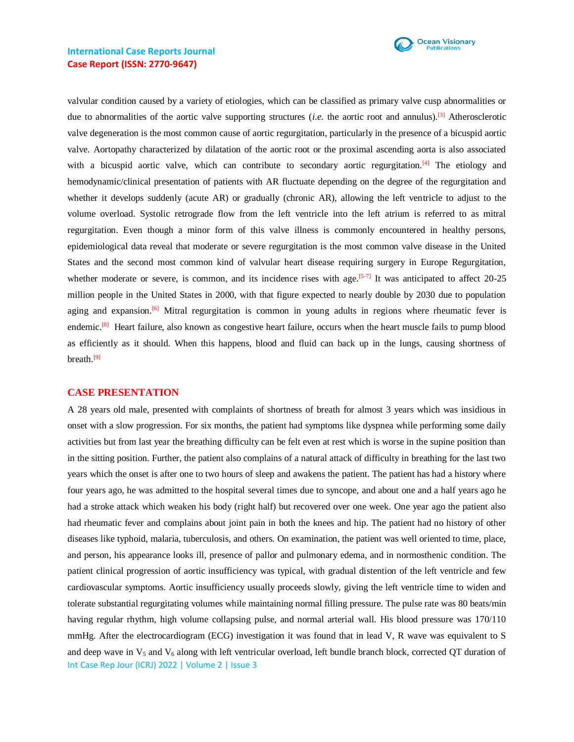valvular condition caused by a variety of etiologies, which can be classified as primary valve cusp abnormalities or due to abnormalities of the aortic valve supporting structures (*i.e.* the aortic root and annulus).[3] Atherosclerotic valve degeneration is the most common cause of aortic regurgitation, particularly in the presence of a bicuspid aortic valve. Aortopathy characterized by dilatation of the aortic root or the proximal ascending aorta is also associated with a bicuspid aortic valve, which can contribute to secondary aortic regurgitation.[4] The etiology and hemodynamic/clinical presentation of patients with AR fluctuate depending on the degree of the regurgitation and whether it develops suddenly (acute AR) or gradually (chronic AR), allowing the left ventricle to adjust to the volume overload. Systolic retrograde flow from the left ventricle into the left atrium is referred to as mitral regurgitation. Even though a minor form of this valve illness is commonly encountered in healthy persons, epidemiological data reveal that moderate or severe regurgitation is the most common valve disease in the United States and the second most common kind of valvular heart disease requiring surgery in Europe Regurgitation, whether moderate or severe, is common, and its incidence rises with age.[5-7] It was anticipated to affect 20-25 million people in the United States in 2000, with that figure expected to nearly double by 2030 due to population aging and expansion.[6] Mitral regurgitation is common in young adults in regions where rheumatic fever is endemic.[8] Heart failure, also known as congestive heart failure, occurs when the heart muscle fails to pump blood as efficiently as it should. When this happens, blood and fluid can back up in the lungs, causing shortness of breath.[9]

## CASE PRESENTATION

A 28 years old male, presented with complaints of shortness of breath for almost 3 years which was insidious in onset with a slow progression. For six months, the patient had symptoms like dyspnea while performing some daily activities but from last year the breathing difficulty can be felt even at rest which is worse in the supine position than in the sitting position. Further, the patient also complains of a natural attack of difficulty in breathing for the last two years which the onset is after one to two hours of sleep and awakens the patient. The patient has had a history where four years ago, he was admitted to the hospital several times due to syncope, and about one and a half years ago he had a stroke attack which weaken his body (right half) but recovered over one week. One year ago the patient also had rheumatic fever and complains about joint pain in both the knees and hip. The patient had no history of other diseases like typhoid, malaria, tuberculosis, and others. On examination, the patient was well oriented to time, place, and person, his appearance looks ill, presence of pallor and pulmonary edema, and in normosthenic condition. The patient clinical progression of aortic insufficiency was typical, with gradual distention of the left ventricle and few cardiovascular symptoms. Aortic insufficiency usually proceeds slowly, giving the left ventricle time to widen and tolerate substantial regurgitating volumes while maintaining normal filling pressure. The pulse rate was 80 beats/min having regular rhythm, high volume collapsing pulse, and normal arterial wall. His blood pressure was 170/110 mmHg. After the electrocardiogram (ECG) investigation it was found that in lead V, R wave was equivalent to S and deep wave in $V_5$ and $V_6$ along with left ventricular overload, left bundle branch block, corrected QT duration of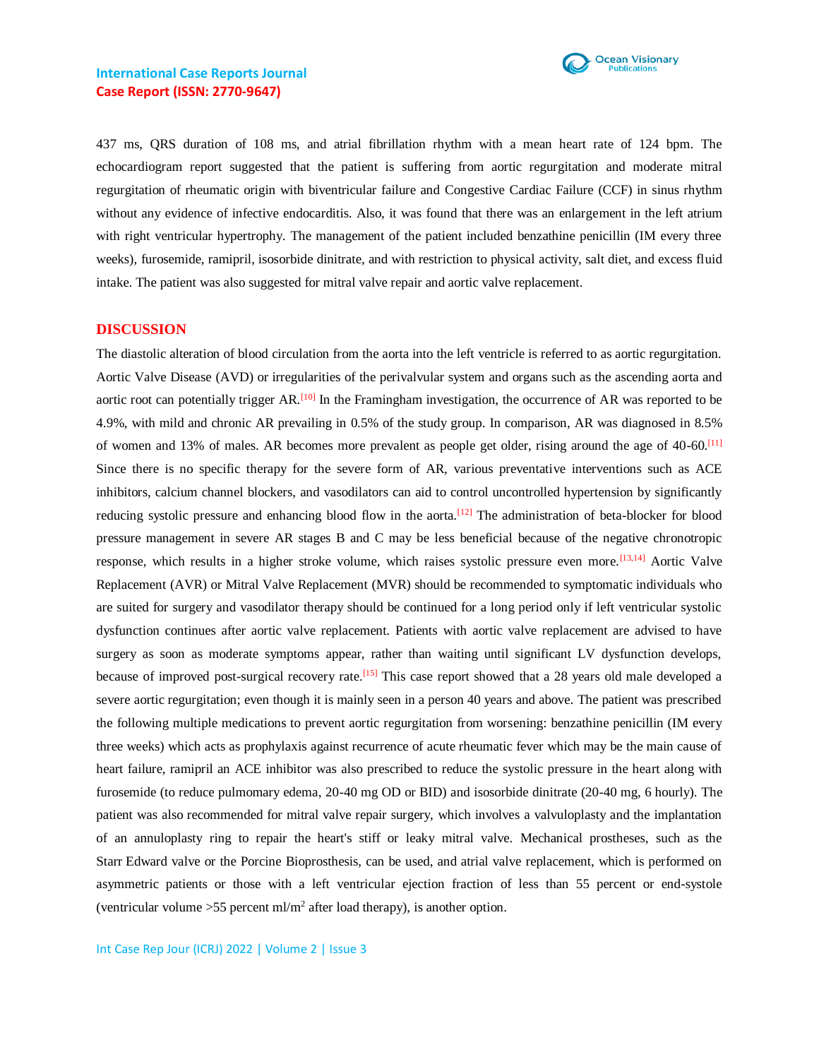437 ms, QRS duration of 108 ms, and atrial fibrillation rhythm with a mean heart rate of 124 bpm. The echocardiogram report suggested that the patient is suffering from aortic regurgitation and moderate mitral regurgitation of rheumatic origin with biventricular failure and Congestive Cardiac Failure (CCF) in sinus rhythm without any evidence of infective endocarditis. Also, it was found that there was an enlargement in the left atrium with right ventricular hypertrophy. The management of the patient included benzathine penicillin (IM every three weeks), furosemide, ramipril, isosorbide dinitrate, and with restriction to physical activity, salt diet, and excess fluid intake. The patient was also suggested for mitral valve repair and aortic valve replacement.

## DISCUSSION

The diastolic alteration of blood circulation from the aorta into the left ventricle is referred to as aortic regurgitation. Aortic Valve Disease (AVD) or irregularities of the perivalvular system and organs such as the ascending aorta and aortic root can potentially trigger AR.[10] In the Framingham investigation, the occurrence of AR was reported to be 4.9%, with mild and chronic AR prevailing in 0.5% of the study group. In comparison, AR was diagnosed in 8.5% of women and 13% of males. AR becomes more prevalent as people get older, rising around the age of 40-60.[11] Since there is no specific therapy for the severe form of AR, various preventative interventions such as ACE inhibitors, calcium channel blockers, and vasodilators can aid to control uncontrolled hypertension by significantly reducing systolic pressure and enhancing blood flow in the aorta.[12] The administration of beta-blocker for blood pressure management in severe AR stages B and C may be less beneficial because of the negative chronotropic response, which results in a higher stroke volume, which raises systolic pressure even more.[13,14] Aortic Valve Replacement (AVR) or Mitral Valve Replacement (MVR) should be recommended to symptomatic individuals who are suited for surgery and vasodilator therapy should be continued for a long period only if left ventricular systolic dysfunction continues after aortic valve replacement. Patients with aortic valve replacement are advised to have surgery as soon as moderate symptoms appear, rather than waiting until significant LV dysfunction develops, because of improved post-surgical recovery rate.[15] This case report showed that a 28 years old male developed a severe aortic regurgitation; even though it is mainly seen in a person 40 years and above. The patient was prescribed the following multiple medications to prevent aortic regurgitation from worsening: benzathine penicillin (IM every three weeks) which acts as prophylaxis against recurrence of acute rheumatic fever which may be the main cause of heart failure, ramipril an ACE inhibitor was also prescribed to reduce the systolic pressure in the heart along with furosemide (to reduce pulmomary edema, 20-40 mg OD or BID) and isosorbide dinitrate (20-40 mg, 6 hourly). The patient was also recommended for mitral valve repair surgery, which involves a valvuloplasty and the implantation of an annuloplasty ring to repair the heart's stiff or leaky mitral valve. Mechanical prostheses, such as the Starr Edward valve or the Porcine Bioprosthesis, can be used, and atrial valve replacement, which is performed on asymmetric patients or those with a left ventricular ejection fraction of less than 55 percent or end-systole (ventricular volume >55 percent ml/m$^2$ after load therapy), is another option.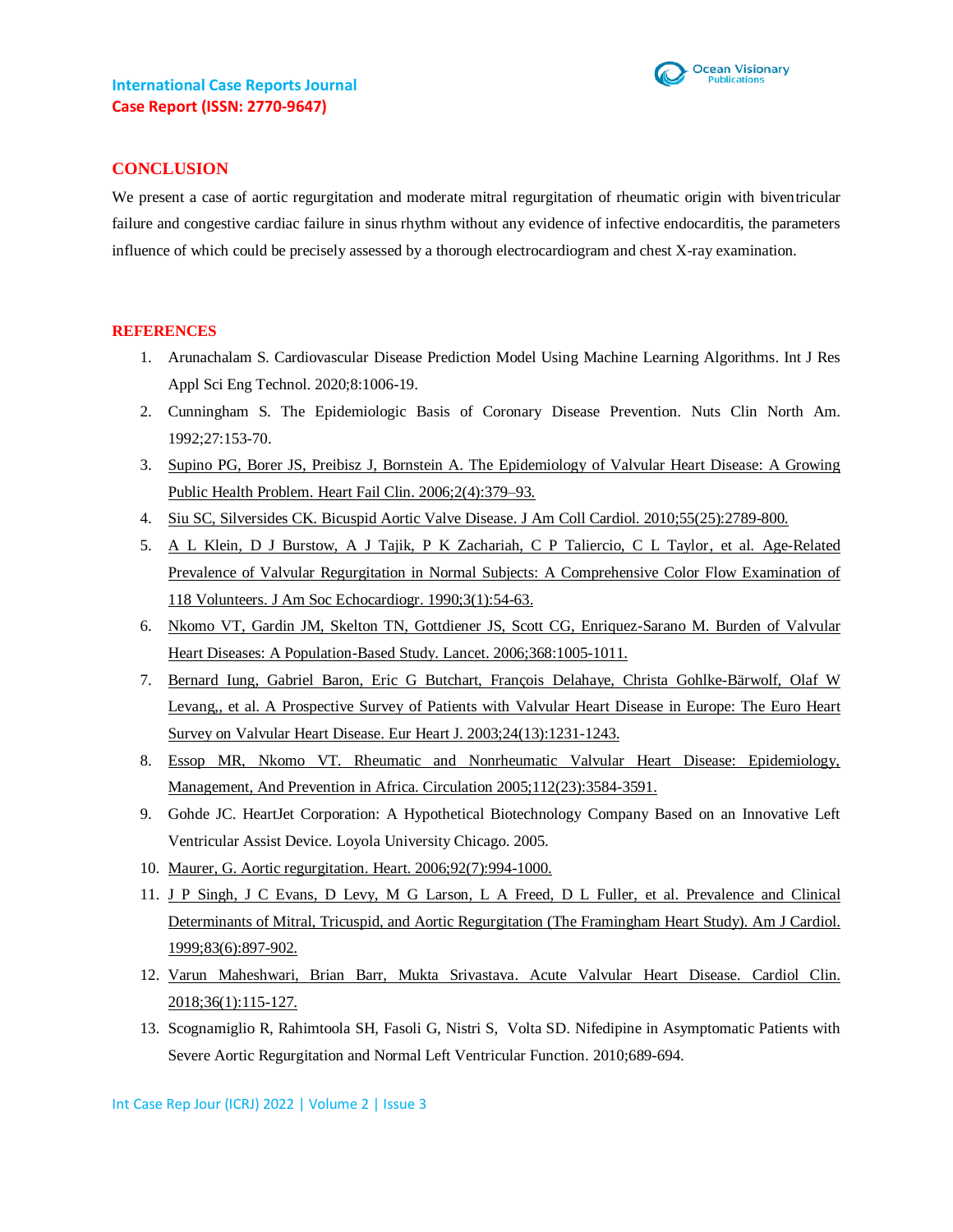## CONCLUSION

We present a case of aortic regurgitation and moderate mitral regurgitation of rheumatic origin with biventricular failure and congestive cardiac failure in sinus rhythm without any evidence of infective endocarditis, the parameters influence of which could be precisely assessed by a thorough electrocardiogram and chest X-ray examination.

## REFERENCES

1. Arunachalam S. Cardiovascular Disease Prediction Model Using Machine Learning Algorithms. Int J Res Appl Sci Eng Technol. 2020;8:1006-19.
2. Cunningham S. The Epidemiologic Basis of Coronary Disease Prevention. Nuts Clin North Am. 1992;27:153-70.
3. Supino PG, Borer JS, Preibisz J, Bornstein A. The Epidemiology of Valvular Heart Disease: A Growing Public Health Problem. Heart Fail Clin. 2006;2(4):379–93.
4. Siu SC, Silversides CK. Bicuspid Aortic Valve Disease. J Am Coll Cardiol. 2010;55(25):2789-800.
5. A L Klein, D J Burstow, A J Tajik, P K Zachariah, C P Taliercio, C L Taylor, et al. Age-Related Prevalence of Valvular Regurgitation in Normal Subjects: A Comprehensive Color Flow Examination of 118 Volunteers. J Am Soc Echocardiogr. 1990;3(1):54-63.
6. Nkomo VT, Gardin JM, Skelton TN, Gottdiener JS, Scott CG, Enriquez-Sarano M. Burden of Valvular Heart Diseases: A Population-Based Study. Lancet. 2006;368:1005-1011.
7. Bernard Iung, Gabriel Baron, Eric G Butchart, François Delahaye, Christa Gohlke-Bärwolf, Olaf W Levang,, et al. A Prospective Survey of Patients with Valvular Heart Disease in Europe: The Euro Heart Survey on Valvular Heart Disease. Eur Heart J. 2003;24(13):1231-1243.
8. Essop MR, Nkomo VT. Rheumatic and Nonrheumatic Valvular Heart Disease: Epidemiology, Management, And Prevention in Africa. Circulation 2005;112(23):3584-3591.
9. Gohde JC. HeartJet Corporation: A Hypothetical Biotechnology Company Based on an Innovative Left Ventricular Assist Device. Loyola University Chicago. 2005.
10. Maurer, G. Aortic regurgitation. Heart. 2006;92(7):994-1000.
11. J P Singh, J C Evans, D Levy, M G Larson, L A Freed, D L Fuller, et al. Prevalence and Clinical Determinants of Mitral, Tricuspid, and Aortic Regurgitation (The Framingham Heart Study). Am J Cardiol. 1999;83(6):897-902.
12. Varun Maheshwari, Brian Barr, Mukta Srivastava. Acute Valvular Heart Disease. Cardiol Clin. 2018;36(1):115-127.
13. Scognamiglio R, Rahimtoola SH, Fasoli G, Nistri S, Volta SD. Nifedipine in Asymptomatic Patients with Severe Aortic Regurgitation and Normal Left Ventricular Function. 2010;689-694.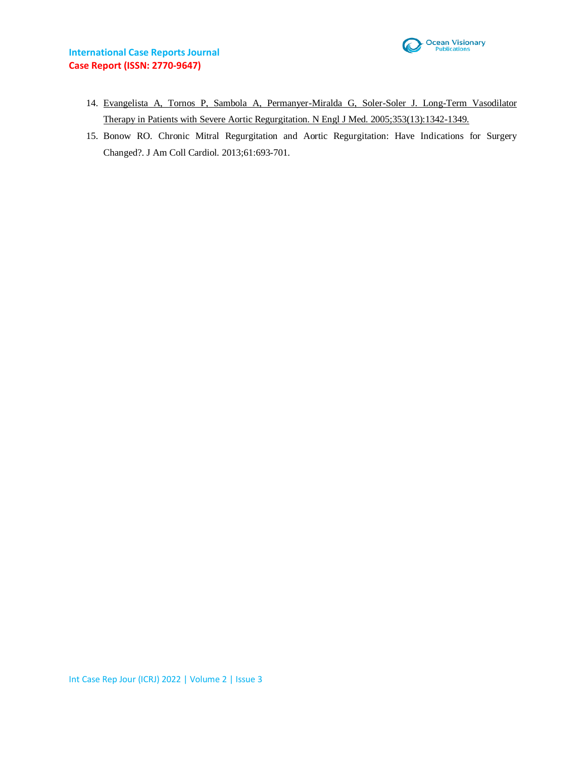14. Evangelista A, Tornos P, Sambola A, Permanyer-Miralda G, Soler-Soler J. Long-Term Vasodilator Therapy in Patients with Severe Aortic Regurgitation. N Engl J Med. 2005;353(13):1342-1349.
15. Bonow RO. Chronic Mitral Regurgitation and Aortic Regurgitation: Have Indications for Surgery Changed?. J Am Coll Cardiol. 2013;61:693-701.